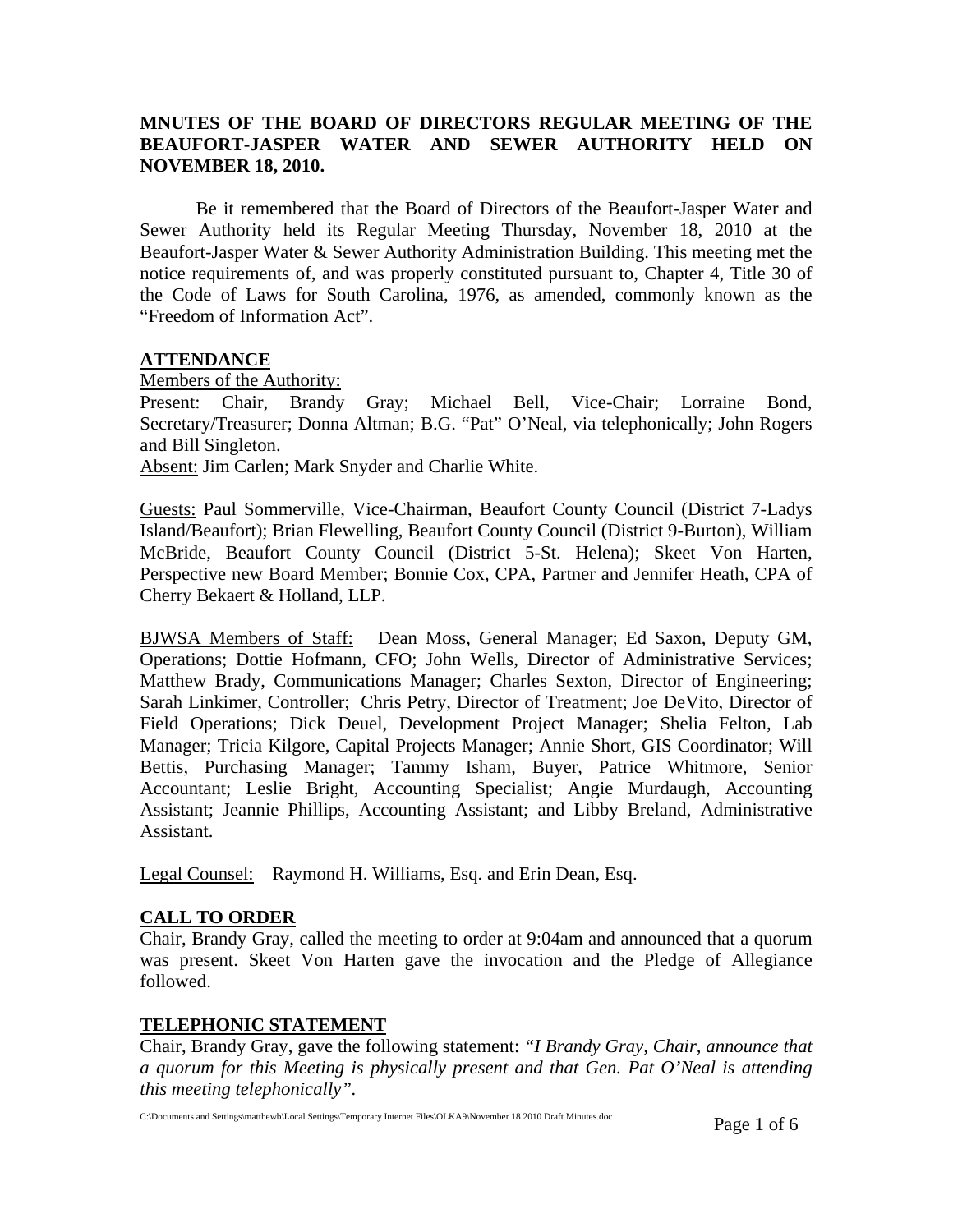**MNUTES OF THE BOARD OF DIRECTORS REGULAR MEETING OF THE BEAUFORT-JASPER WATER AND SEWER AUTHORITY HELD ON NOVEMBER 18, 2010.**

Be it remembered that the Board of Directors of the Beaufort-Jasper Water and Sewer Authority held its Regular Meeting Thursday, November 18, 2010 at the Beaufort-Jasper Water & Sewer Authority Administration Building. This meeting met the notice requirements of, and was properly constituted pursuant to, Chapter 4, Title 30 of the Code of Laws for South Carolina, 1976, as amended, commonly known as the "Freedom of Information Act".

## ATTENDANCE

Members of the Authority:

Present: Chair, Brandy Gray; Michael Bell, Vice-Chair; Lorraine Bond, Secretary/Treasurer; Donna Altman; B.G. "Pat" O'Neal, via telephonically; John Rogers and Bill Singleton.

Absent: Jim Carlen; Mark Snyder and Charlie White.

Guests: Paul Sommerville, Vice-Chairman, Beaufort County Council (District 7-Ladys Island/Beaufort); Brian Flewelling, Beaufort County Council (District 9-Burton), William McBride, Beaufort County Council (District 5-St. Helena); Skeet Von Harten, Perspective new Board Member; Bonnie Cox, CPA, Partner and Jennifer Heath, CPA of Cherry Bekaert & Holland, LLP.

BJWSA Members of Staff: Dean Moss, General Manager; Ed Saxon, Deputy GM, Operations; Dottie Hofmann, CFO; John Wells, Director of Administrative Services; Matthew Brady, Communications Manager; Charles Sexton, Director of Engineering; Sarah Linkimer, Controller; Chris Petry, Director of Treatment; Joe DeVito, Director of Field Operations; Dick Deuel, Development Project Manager; Shelia Felton, Lab Manager; Tricia Kilgore, Capital Projects Manager; Annie Short, GIS Coordinator; Will Bettis, Purchasing Manager; Tammy Isham, Buyer, Patrice Whitmore, Senior Accountant; Leslie Bright, Accounting Specialist; Angie Murdaugh, Accounting Assistant; Jeannie Phillips, Accounting Assistant; and Libby Breland, Administrative Assistant.

Legal Counsel: Raymond H. Williams, Esq. and Erin Dean, Esq.

## CALL TO ORDER

Chair, Brandy Gray, called the meeting to order at 9:04am and announced that a quorum was present. Skeet Von Harten gave the invocation and the Pledge of Allegiance followed.

## TELEPHONIC STATEMENT

Chair, Brandy Gray, gave the following statement: *"I Brandy Gray, Chair, announce that a quorum for this Meeting is physically present and that Gen. Pat O'Neal is attending this meeting telephonically".*

C:\Documents and Settings\matthewb\Local Settings\Temporary Internet Files\OLKA9\November 18 2010 Draft Minutes.doc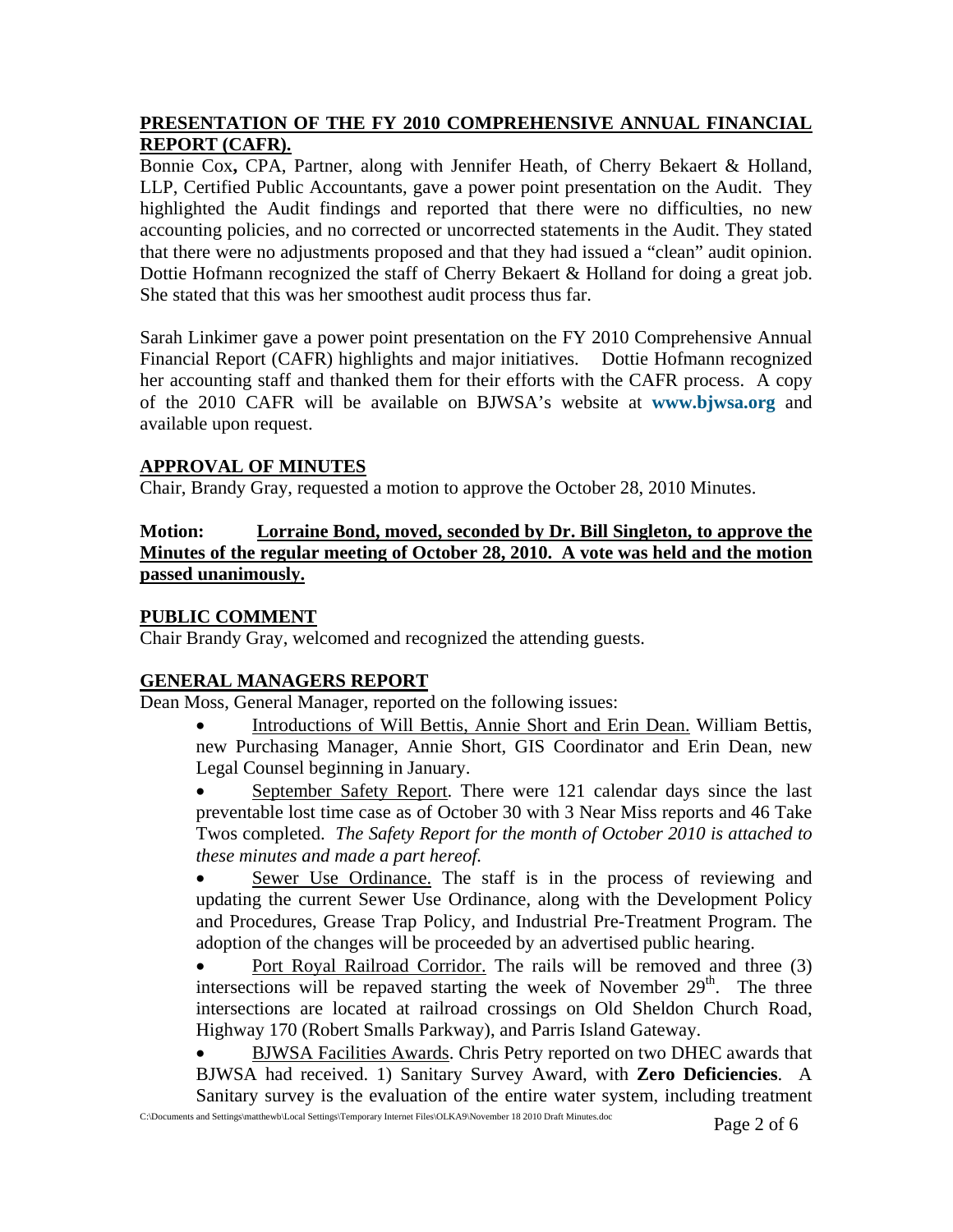## PRESENTATION OF THE FY 2010 COMPREHENSIVE ANNUAL FINANCIAL REPORT (CAFR).

Bonnie Cox**,** CPA, Partner, along with Jennifer Heath, of Cherry Bekaert & Holland, LLP, Certified Public Accountants, gave a power point presentation on the Audit. They highlighted the Audit findings and reported that there were no difficulties, no new accounting policies, and no corrected or uncorrected statements in the Audit. They stated that there were no adjustments proposed and that they had issued a "clean" audit opinion. Dottie Hofmann recognized the staff of Cherry Bekaert & Holland for doing a great job. She stated that this was her smoothest audit process thus far.

Sarah Linkimer gave a power point presentation on the FY 2010 Comprehensive Annual Financial Report (CAFR) highlights and major initiatives. Dottie Hofmann recognized her accounting staff and thanked them for their efforts with the CAFR process. A copy of the 2010 CAFR will be available on BJWSA's website at **www.bjwsa.org** and available upon request.

## APPROVAL OF MINUTES

Chair, Brandy Gray, requested a motion to approve the October 28, 2010 Minutes.

**Motion: Lorraine Bond, moved, seconded by Dr. Bill Singleton, to approve the Minutes of the regular meeting of October 28, 2010. A vote was held and the motion passed unanimously.**

## PUBLIC COMMENT

Chair Brandy Gray, welcomed and recognized the attending guests.

## GENERAL MANAGERS REPORT

Dean Moss, General Manager, reported on the following issues:

- Introductions of Will Bettis, Annie Short and Erin Dean. William Bettis, new Purchasing Manager, Annie Short, GIS Coordinator and Erin Dean, new Legal Counsel beginning in January.
- September Safety Report. There were 121 calendar days since the last preventable lost time case as of October 30 with 3 Near Miss reports and 46 Take Twos completed. *The Safety Report for the month of October 2010 is attached to these minutes and made a part hereof.*
- Sewer Use Ordinance. The staff is in the process of reviewing and updating the current Sewer Use Ordinance, along with the Development Policy and Procedures, Grease Trap Policy, and Industrial Pre-Treatment Program. The adoption of the changes will be proceeded by an advertised public hearing.
- Port Royal Railroad Corridor. The rails will be removed and three (3) intersections will be repaved starting the week of November 29th. The three intersections are located at railroad crossings on Old Sheldon Church Road, Highway 170 (Robert Smalls Parkway), and Parris Island Gateway.
- BJWSA Facilities Awards. Chris Petry reported on two DHEC awards that BJWSA had received. 1) Sanitary Survey Award, with **Zero Deficiencies**. A Sanitary survey is the evaluation of the entire water system, including treatment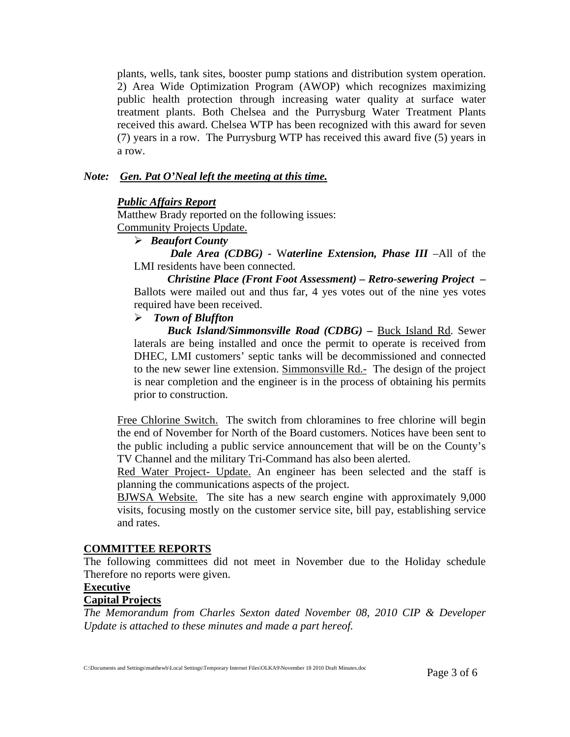plants, wells, tank sites, booster pump stations and distribution system operation. 2) Area Wide Optimization Program (AWOP) which recognizes maximizing public health protection through increasing water quality at surface water treatment plants. Both Chelsea and the Purrysburg Water Treatment Plants received this award. Chelsea WTP has been recognized with this award for seven (7) years in a row. The Purrysburg WTP has received this award five (5) years in a row.

*Note:* ***Gen. Pat O'Neal left the meeting at this time.***

***Public Affairs Report***

Matthew Brady reported on the following issues:

Community Projects Update.

- ***Beaufort County***

  ***Dale Area (CDBG) - Waterline Extension, Phase III*** –All of the LMI residents have been connected.

  ***Christine Place (Front Foot Assessment) – Retro-sewering Project –*** Ballots were mailed out and thus far, 4 yes votes out of the nine yes votes required have been received.

- ***Town of Bluffton***

  ***Buck Island/Simmonsville Road (CDBG) –*** Buck Island Rd. Sewer laterals are being installed and once the permit to operate is received from DHEC, LMI customers' septic tanks will be decommissioned and connected to the new sewer line extension. Simmonsville Rd.- The design of the project is near completion and the engineer is in the process of obtaining his permits prior to construction.

Free Chlorine Switch. The switch from chloramines to free chlorine will begin the end of November for North of the Board customers. Notices have been sent to the public including a public service announcement that will be on the County's TV Channel and the military Tri-Command has also been alerted.

Red Water Project- Update. An engineer has been selected and the staff is planning the communications aspects of the project.

BJWSA Website. The site has a new search engine with approximately 9,000 visits, focusing mostly on the customer service site, bill pay, establishing service and rates.

**COMMITTEE REPORTS**

The following committees did not meet in November due to the Holiday schedule Therefore no reports were given.

**Executive**

**Capital Projects**

*The Memorandum from Charles Sexton dated November 08, 2010 CIP & Developer Update is attached to these minutes and made a part hereof.*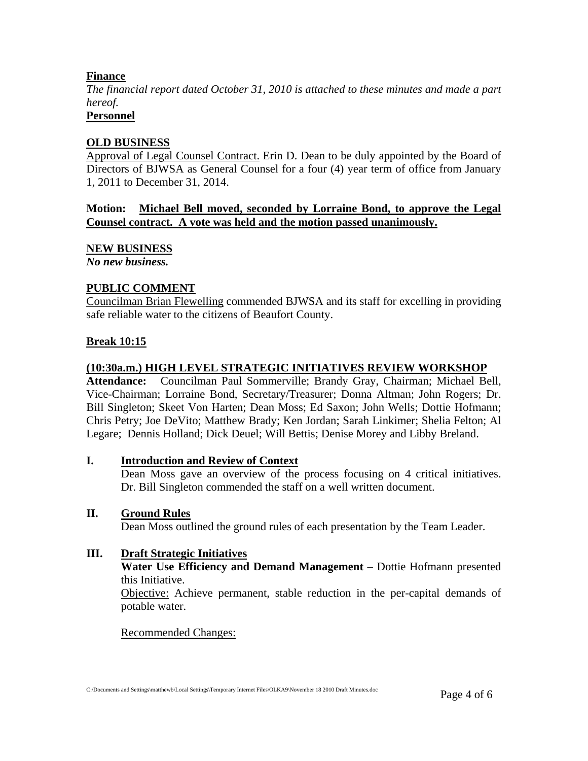**Finance**

*The financial report dated October 31, 2010 is attached to these minutes and made a part hereof.*

**Personnel**

**OLD BUSINESS**

Approval of Legal Counsel Contract. Erin D. Dean to be duly appointed by the Board of Directors of BJWSA as General Counsel for a four (4) year term of office from January 1, 2011 to December 31, 2014.

**Motion: Michael Bell moved, seconded by Lorraine Bond, to approve the Legal Counsel contract. A vote was held and the motion passed unanimously.**

**NEW BUSINESS**

***No new business.***

**PUBLIC COMMENT**

Councilman Brian Flewelling commended BJWSA and its staff for excelling in providing safe reliable water to the citizens of Beaufort County.

**Break 10:15**

**(10:30a.m.) HIGH LEVEL STRATEGIC INITIATIVES REVIEW WORKSHOP**

**Attendance:** Councilman Paul Sommerville; Brandy Gray, Chairman; Michael Bell, Vice-Chairman; Lorraine Bond, Secretary/Treasurer; Donna Altman; John Rogers; Dr. Bill Singleton; Skeet Von Harten; Dean Moss; Ed Saxon; John Wells; Dottie Hofmann; Chris Petry; Joe DeVito; Matthew Brady; Ken Jordan; Sarah Linkimer; Shelia Felton; Al Legare; Dennis Holland; Dick Deuel; Will Bettis; Denise Morey and Libby Breland.

**I. Introduction and Review of Context**

Dean Moss gave an overview of the process focusing on 4 critical initiatives. Dr. Bill Singleton commended the staff on a well written document.

**II. Ground Rules**

Dean Moss outlined the ground rules of each presentation by the Team Leader.

**III. Draft Strategic Initiatives**

**Water Use Efficiency and Demand Management** – Dottie Hofmann presented this Initiative.

Objective: Achieve permanent, stable reduction in the per-capital demands of potable water.

Recommended Changes: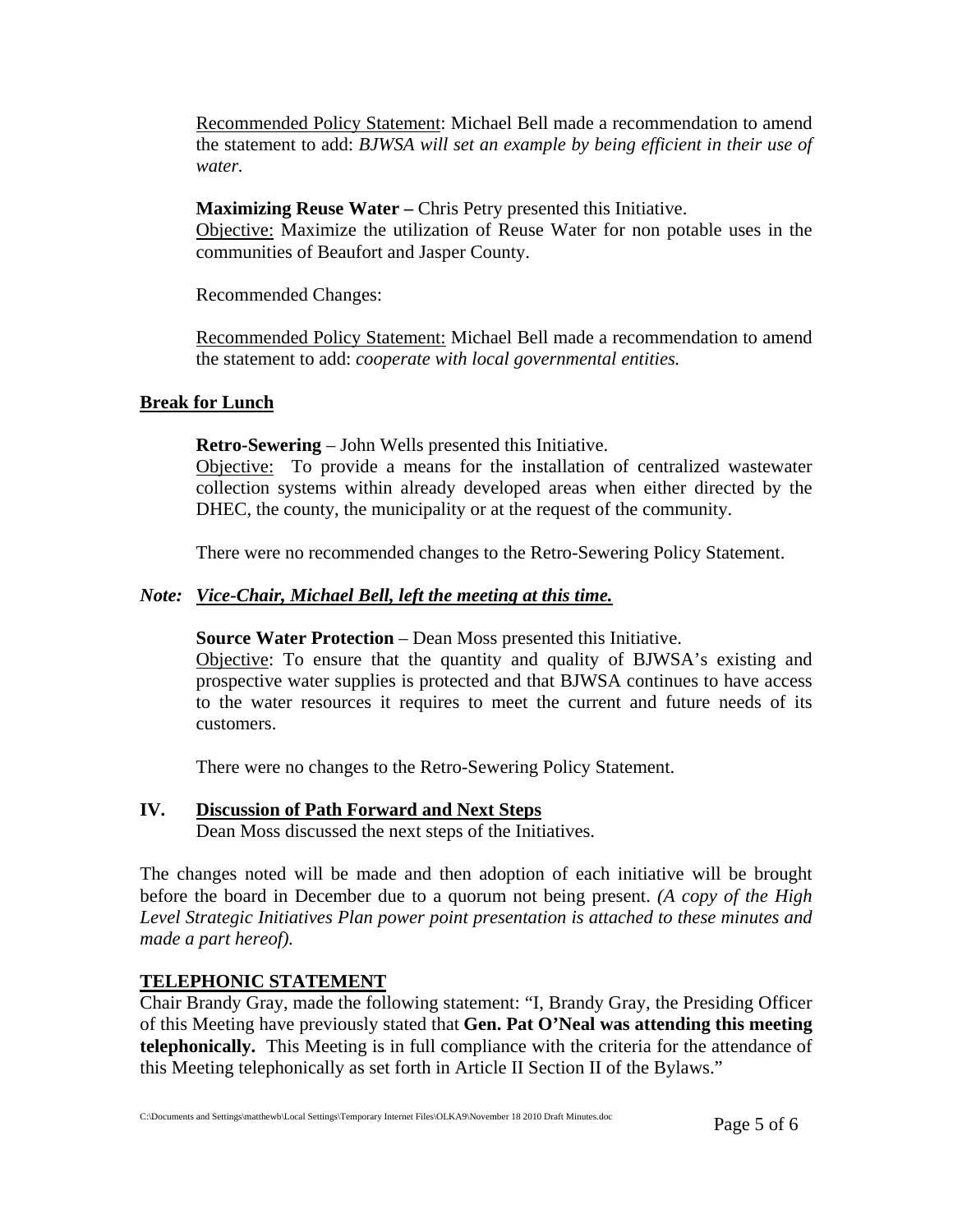Recommended Policy Statement: Michael Bell made a recommendation to amend the statement to add: *BJWSA will set an example by being efficient in their use of water.*

**Maximizing Reuse Water –** Chris Petry presented this Initiative.
Objective: Maximize the utilization of Reuse Water for non potable uses in the communities of Beaufort and Jasper County.

Recommended Changes:

Recommended Policy Statement: Michael Bell made a recommendation to amend the statement to add: *cooperate with local governmental entities.*

**Break for Lunch**

**Retro-Sewering** – John Wells presented this Initiative.
Objective: To provide a means for the installation of centralized wastewater collection systems within already developed areas when either directed by the DHEC, the county, the municipality or at the request of the community.

There were no recommended changes to the Retro-Sewering Policy Statement.

*Note: Vice-Chair, Michael Bell, left the meeting at this time.*

**Source Water Protection** – Dean Moss presented this Initiative.
Objective: To ensure that the quantity and quality of BJWSA's existing and prospective water supplies is protected and that BJWSA continues to have access to the water resources it requires to meet the current and future needs of its customers.

There were no changes to the Retro-Sewering Policy Statement.

## IV. Discussion of Path Forward and Next Steps

Dean Moss discussed the next steps of the Initiatives.

The changes noted will be made and then adoption of each initiative will be brought before the board in December due to a quorum not being present. *(A copy of the High Level Strategic Initiatives Plan power point presentation is attached to these minutes and made a part hereof).*

## TELEPHONIC STATEMENT

Chair Brandy Gray, made the following statement: "I, Brandy Gray, the Presiding Officer of this Meeting have previously stated that **Gen. Pat O'Neal was attending this meeting telephonically.** This Meeting is in full compliance with the criteria for the attendance of this Meeting telephonically as set forth in Article II Section II of the Bylaws."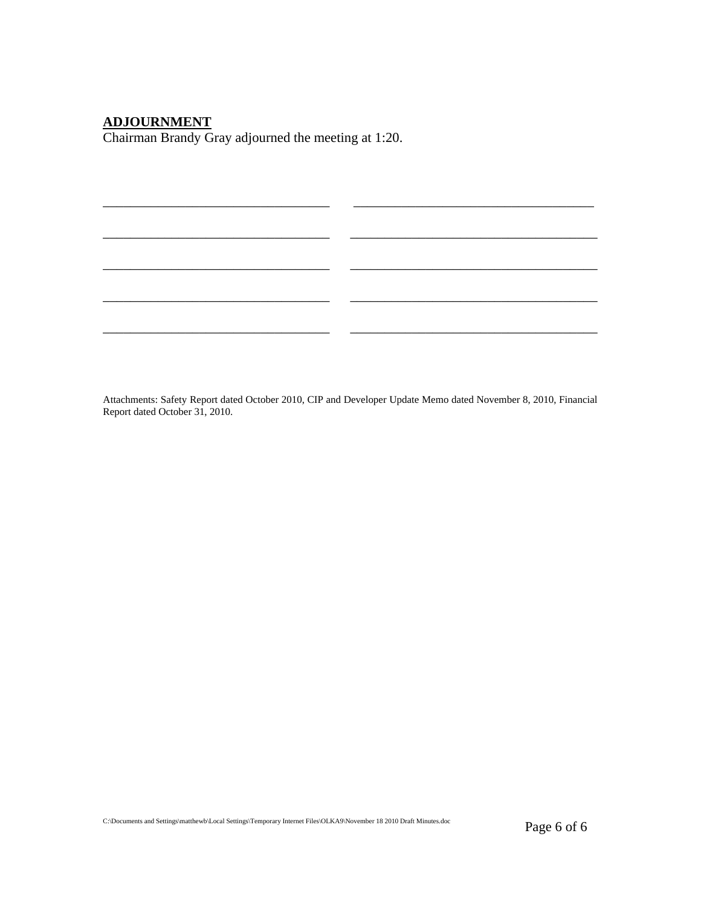## ADJOURNMENT

Chairman Brandy Gray adjourned the meeting at 1:20.

_____________________________________ _____________________________________

_____________________________________ _____________________________________

_____________________________________ _____________________________________

_____________________________________ _____________________________________

_____________________________________ _____________________________________

Attachments: Safety Report dated October 2010, CIP and Developer Update Memo dated November 8, 2010, Financial Report dated October 31, 2010.